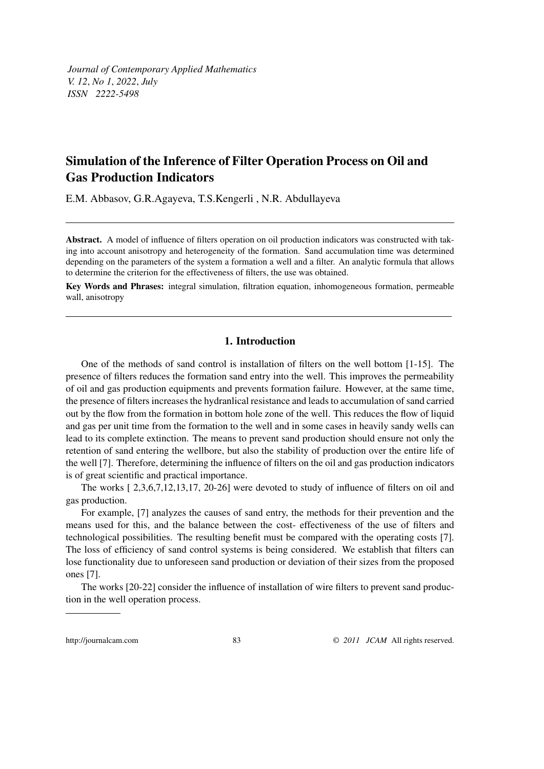*Journal of Contemporary Applied Mathematics*
*V. 12, No 1, 2022, July*
*ISSN 2222-5498*

# Simulation of the Inference of Filter Operation Process on Oil and Gas Production Indicators

E.M. Abbasov, G.R.Agayeva, T.S.Kengerli , N.R. Abdullayeva

---

**Abstract.** A model of influence of filters operation on oil production indicators was constructed with taking into account anisotropy and heterogeneity of the formation. Sand accumulation time was determined depending on the parameters of the system a formation a well and a filter. An analytic formula that allows to determine the criterion for the effectiveness of filters, the use was obtained.

**Key Words and Phrases:** integral simulation, filtration equation, inhomogeneous formation, permeable wall, anisotropy

---

## 1. Introduction

One of the methods of sand control is installation of filters on the well bottom [1-15]. The presence of filters reduces the formation sand entry into the well. This improves the permeability of oil and gas production equipments and prevents formation failure. However, at the same time, the presence of filters increases the hydranlical resistance and leads to accumulation of sand carried out by the flow from the formation in bottom hole zone of the well. This reduces the flow of liquid and gas per unit time from the formation to the well and in some cases in heavily sandy wells can lead to its complete extinction. The means to prevent sand production should ensure not only the retention of sand entering the wellbore, but also the stability of production over the entire life of the well [7]. Therefore, determining the influence of filters on the oil and gas production indicators is of great scientific and practical importance.

The works [ 2,3,6,7,12,13,17, 20-26] were devoted to study of influence of filters on oil and gas production.

For example, [7] analyzes the causes of sand entry, the methods for their prevention and the means used for this, and the balance between the cost- effectiveness of the use of filters and technological possibilities. The resulting benefit must be compared with the operating costs [7]. The loss of efficiency of sand control systems is being considered. We establish that filters can lose functionality due to unforeseen sand production or deviation of their sizes from the proposed ones [7].

The works [20-22] consider the influence of installation of wire filters to prevent sand production in the well operation process.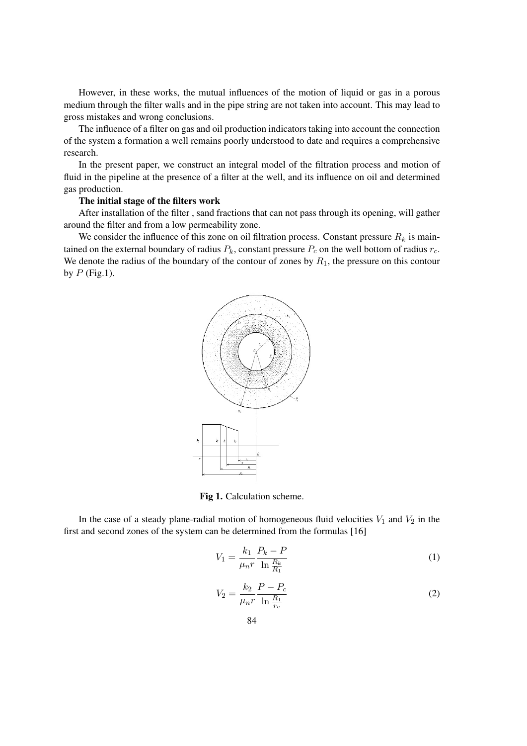However, in these works, the mutual influences of the motion of liquid or gas in a porous medium through the filter walls and in the pipe string are not taken into account. This may lead to gross mistakes and wrong conclusions.

The influence of a filter on gas and oil production indicators taking into account the connection of the system a formation a well remains poorly understood to date and requires a comprehensive research.

In the present paper, we construct an integral model of the filtration process and motion of fluid in the pipeline at the presence of a filter at the well, and its influence on oil and determined gas production.

**The initial stage of the filters work**

After installation of the filter , sand fractions that can not pass through its opening, will gather around the filter and from a low permeability zone.

We consider the influence of this zone on oil filtration process. Constant pressure $R_k$ is maintained on the external boundary of radius $P_k$, constant pressure $P_c$ on the well bottom of radius $r_c$. We denote the radius of the boundary of the contour of zones by $R_1$, the pressure on this contour by $P$ (Fig.1).

**Fig 1.** Calculation scheme.

In the case of a steady plane-radial motion of homogeneous fluid velocities $V_1$ and $V_2$ in the first and second zones of the system can be determined from the formulas [16]

$$V_1 = \frac{k_1}{\mu_n r} \frac{P_k - P}{\ln \frac{R_k}{R_1}} \tag{1}$$

$$V_2 = \frac{k_2}{\mu_n r} \frac{P - P_c}{\ln \frac{R_1}{r_c}} \tag{2}$$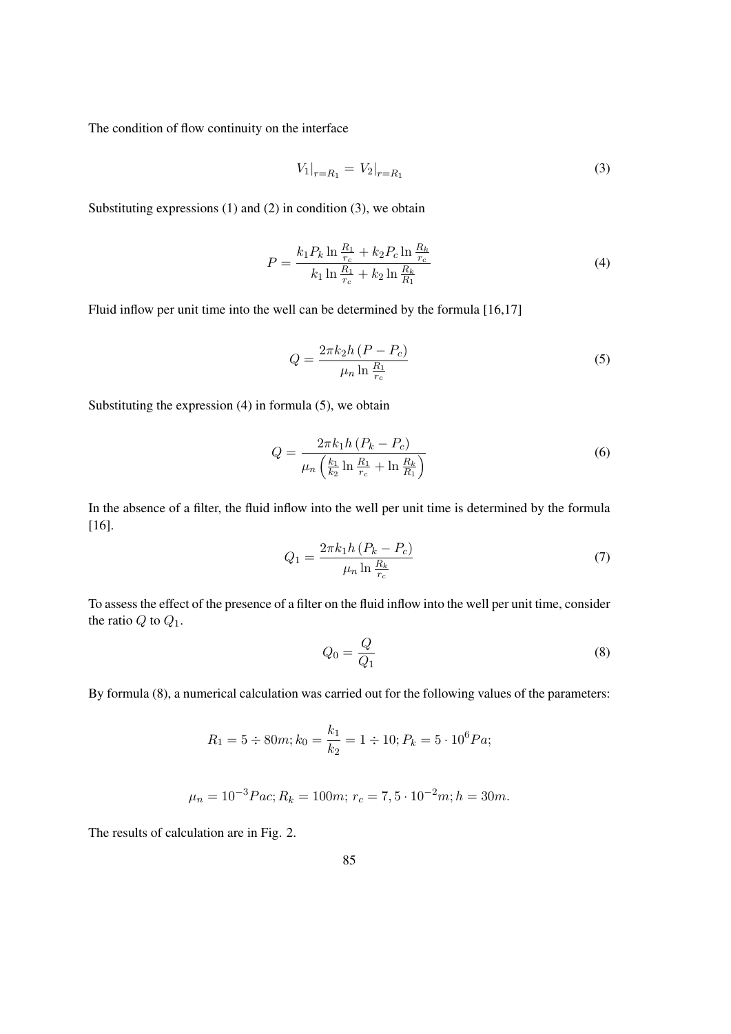The condition of flow continuity on the interface

$$V_1|_{r=R_1} = V_2|_{r=R_1} \tag{3}$$

Substituting expressions (1) and (2) in condition (3), we obtain

$$P = \frac{k_1 P_k \ln \frac{R_1}{r_c} + k_2 P_c \ln \frac{R_k}{r_c}}{k_1 \ln \frac{R_1}{r_c} + k_2 \ln \frac{R_k}{R_1}} \tag{4}$$

Fluid inflow per unit time into the well can be determined by the formula [16,17]

$$Q = \frac{2\pi k_2 h \left(P - P_c\right)}{\mu_n \ln \frac{R_1}{r_c}} \tag{5}$$

Substituting the expression (4) in formula (5), we obtain

$$Q = \frac{2\pi k_1 h \left(P_k - P_c\right)}{\mu_n \left(\frac{k_1}{k_2} \ln \frac{R_1}{r_c} + \ln \frac{R_k}{R_1}\right)} \tag{6}$$

In the absence of a filter, the fluid inflow into the well per unit time is determined by the formula [16].

$$Q_1 = \frac{2\pi k_1 h \left(P_k - P_c\right)}{\mu_n \ln \frac{R_k}{r_c}} \tag{7}$$

To assess the effect of the presence of a filter on the fluid inflow into the well per unit time, consider the ratio $Q$ to $Q_1$.

$$Q_0 = \frac{Q}{Q_1} \tag{8}$$

By formula (8), a numerical calculation was carried out for the following values of the parameters:

$$R_1 = 5 \div 80m; k_0 = \frac{k_1}{k_2} = 1 \div 10; P_k = 5 \cdot 10^6 Pa;$$

$$\mu_n = 10^{-3} Pac; R_k = 100m; \; r_c = 7,5 \cdot 10^{-2} m; h = 30m.$$

The results of calculation are in Fig. 2.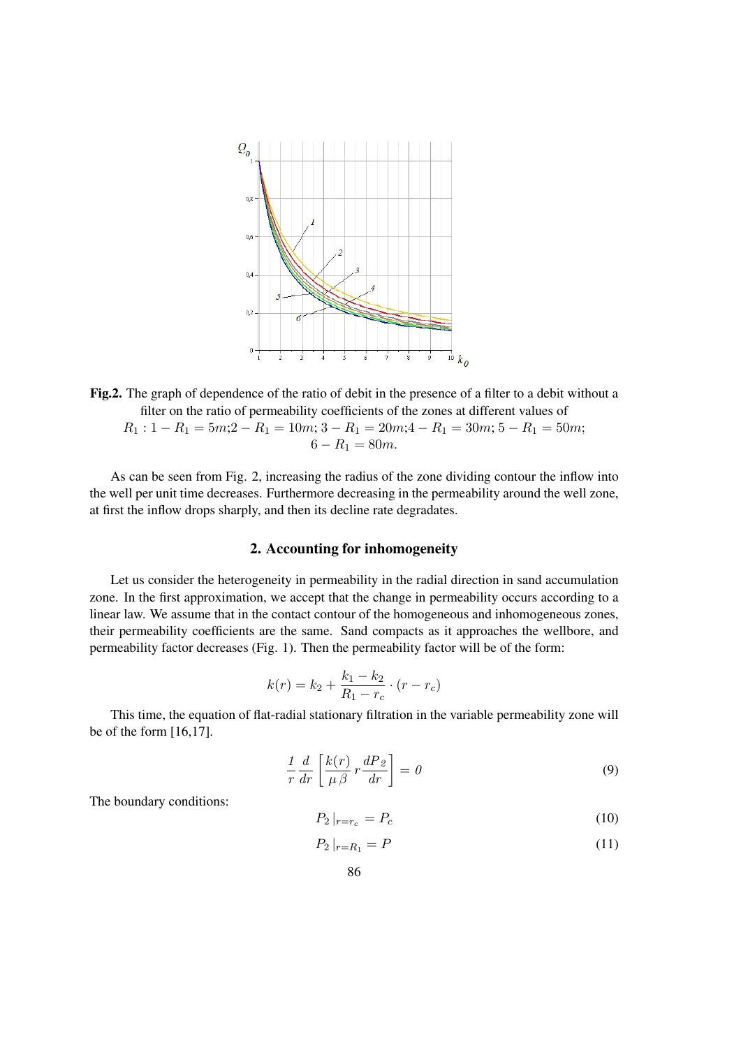**Fig.2.** The graph of dependence of the ratio of debit in the presence of a filter to a debit without a filter on the ratio of permeability coefficients of the zones at different values of $R_1 : 1 - R_1 = 5m; 2 - R_1 = 10m; 3 - R_1 = 20m; 4 - R_1 = 30m; 5 - R_1 = 50m;$ $6 - R_1 = 80m.$

As can be seen from Fig. 2, increasing the radius of the zone dividing contour the inflow into the well per unit time decreases. Furthermore decreasing in the permeability around the well zone, at first the inflow drops sharply, and then its decline rate degradates.

## 2. Accounting for inhomogeneity

Let us consider the heterogeneity in permeability in the radial direction in sand accumulation zone. In the first approximation, we accept that the change in permeability occurs according to a linear law. We assume that in the contact contour of the homogeneous and inhomogeneous zones, their permeability coefficients are the same. Sand compacts as it approaches the wellbore, and permeability factor decreases (Fig. 1). Then the permeability factor will be of the form:

$$k(r) = k_2 + \frac{k_1 - k_2}{R_1 - r_c} \cdot (r - r_c)$$

This time, the equation of flat-radial stationary filtration in the variable permeability zone will be of the form [16,17].

$$\frac{1}{r} \frac{d}{dr} \left[ \frac{k(r)}{\mu \beta} r \frac{dP_2}{dr} \right] = 0 \tag{9}$$

The boundary conditions:

$$P_2 \left|_{r=r_c} = P_c \right. \tag{10}$$

$$P_2 \left|_{r=R_1} = P \right. \tag{11}$$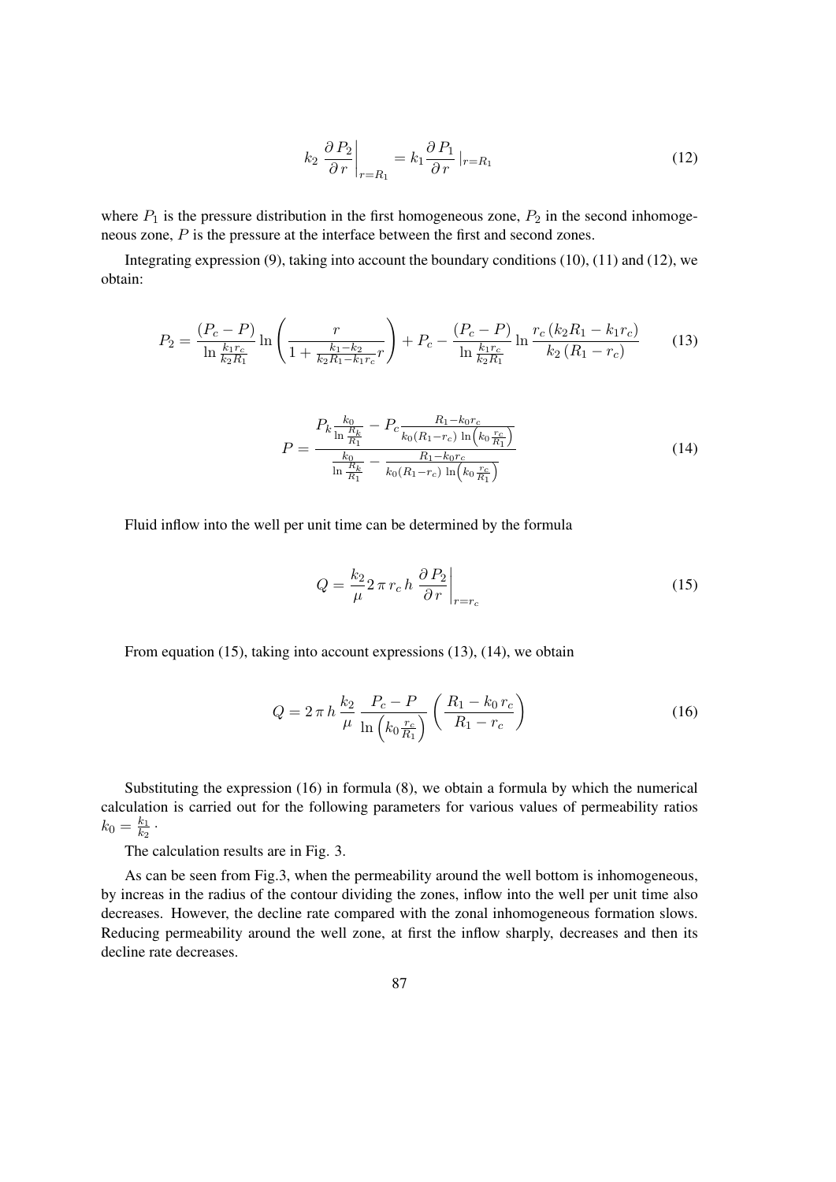$$k_2 \left. \frac{\partial P_2}{\partial r} \right|_{r=R_1} = k_1 \frac{\partial P_1}{\partial r} \left.\right|_{r=R_1} \tag{12}$$

where $P_1$ is the pressure distribution in the first homogeneous zone, $P_2$ in the second inhomogeneous zone, $P$ is the pressure at the interface between the first and second zones.

Integrating expression (9), taking into account the boundary conditions (10), (11) and (12), we obtain:

$$P_2 = \frac{(P_c - P)}{\ln \frac{k_1 r_c}{k_2 R_1}} \ln \left( \frac{r}{1 + \frac{k_1 - k_2}{k_2 R_1 - k_1 r_c} r} \right) + P_c - \frac{(P_c - P)}{\ln \frac{k_1 r_c}{k_2 R_1}} \ln \frac{r_c \left( k_2 R_1 - k_1 r_c \right)}{k_2 \left( R_1 - r_c \right)} \tag{13}$$

$$P = \frac{P_k \frac{k_0}{\ln \frac{R_k}{R_1}} - P_c \frac{R_1 - k_0 r_c}{k_0 (R_1 - r_c) \ln \left( k_0 \frac{r_c}{R_1} \right)}}{\frac{k_0}{\ln \frac{R_k}{R_1}} - \frac{R_1 - k_0 r_c}{k_0 (R_1 - r_c) \ln \left( k_0 \frac{r_c}{R_1} \right)}} \tag{14}$$

Fluid inflow into the well per unit time can be determined by the formula

$$Q = \frac{k_2}{\mu} 2 \pi r_c h \left. \frac{\partial P_2}{\partial r} \right|_{r=r_c} \tag{15}$$

From equation (15), taking into account expressions (13), (14), we obtain

$$Q = 2 \pi h \frac{k_2}{\mu} \frac{P_c - P}{\ln \left( k_0 \frac{r_c}{R_1} \right)} \left( \frac{R_1 - k_0 r_c}{R_1 - r_c} \right) \tag{16}$$

Substituting the expression (16) in formula (8), we obtain a formula by which the numerical calculation is carried out for the following parameters for various values of permeability ratios $k_0 = \frac{k_1}{k_2}$ .

The calculation results are in Fig. 3.

As can be seen from Fig.3, when the permeability around the well bottom is inhomogeneous, by increas in the radius of the contour dividing the zones, inflow into the well per unit time also decreases. However, the decline rate compared with the zonal inhomogeneous formation slows. Reducing permeability around the well zone, at first the inflow sharply, decreases and then its decline rate decreases.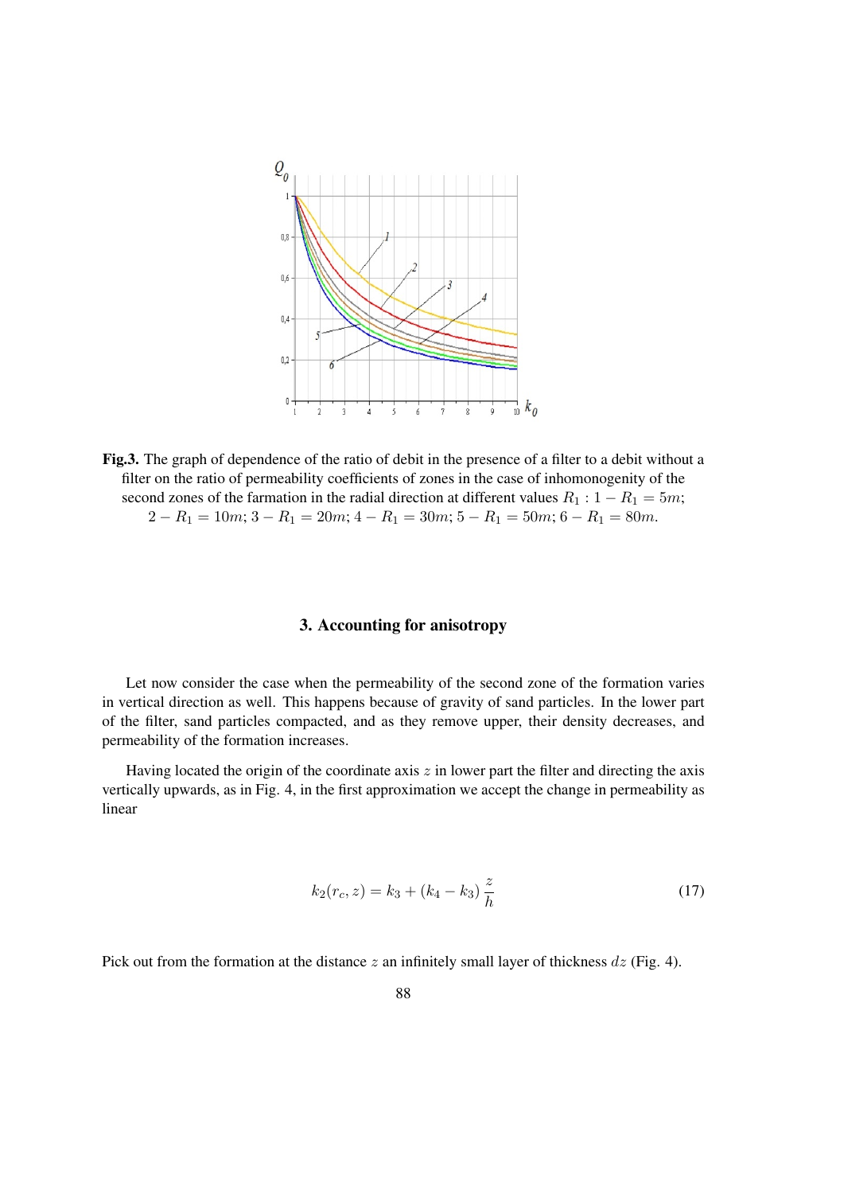**Fig.3.** The graph of dependence of the ratio of debit in the presence of a filter to a debit without a filter on the ratio of permeability coefficients of zones in the case of inhomonogenity of the second zones of the farmation in the radial direction at different values $R_1 : 1 - R_1 = 5m$; $2 - R_1 = 10m$; $3 - R_1 = 20m$; $4 - R_1 = 30m$; $5 - R_1 = 50m$; $6 - R_1 = 80m$.

## 3. Accounting for anisotropy

Let now consider the case when the permeability of the second zone of the formation varies in vertical direction as well. This happens because of gravity of sand particles. In the lower part of the filter, sand particles compacted, and as they remove upper, their density decreases, and permeability of the formation increases.

Having located the origin of the coordinate axis $z$ in lower part the filter and directing the axis vertically upwards, as in Fig. 4, in the first approximation we accept the change in permeability as linear

$$k_2(r_c, z) = k_3 + (k_4 - k_3)\,\frac{z}{h} \tag{17}$$

Pick out from the formation at the distance $z$ an infinitely small layer of thickness $dz$ (Fig. 4).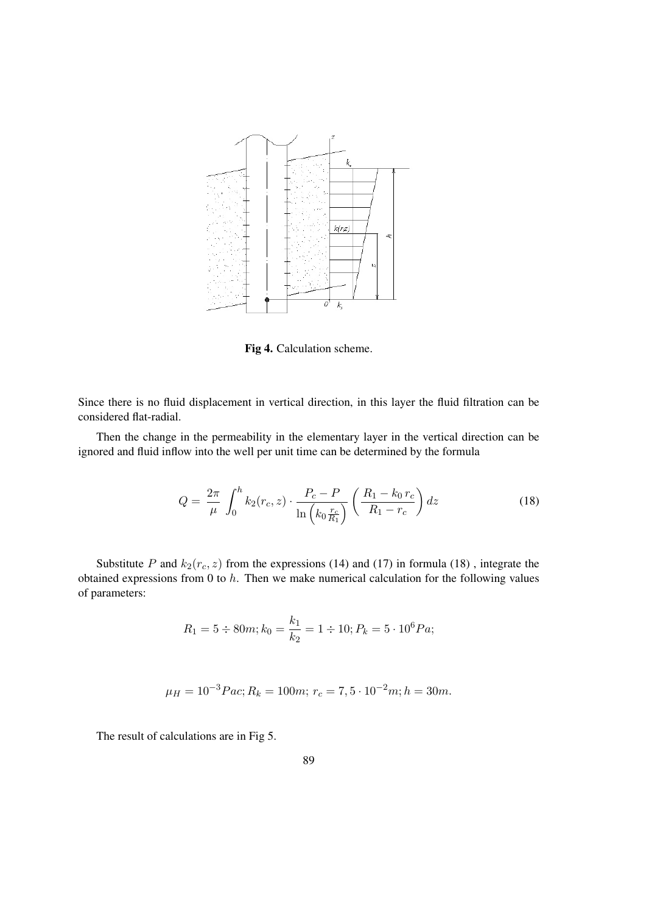**Fig 4.** Calculation scheme.

Since there is no fluid displacement in vertical direction, in this layer the fluid filtration can be considered flat-radial.

Then the change in the permeability in the elementary layer in the vertical direction can be ignored and fluid inflow into the well per unit time can be determined by the formula

$$Q = \frac{2\pi}{\mu} \int_0^h k_2(r_c, z) \cdot \frac{P_c - P}{\ln\left(k_0 \frac{r_c}{R_1}\right)} \left(\frac{R_1 - k_0\, r_c}{R_1 - r_c}\right) dz \tag{18}$$

Substitute $P$ and $k_2(r_c, z)$ from the expressions (14) and (17) in formula (18) , integrate the obtained expressions from 0 to $h$. Then we make numerical calculation for the following values of parameters:

$$R_1 = 5 \div 80m; k_0 = \frac{k_1}{k_2} = 1 \div 10; P_k = 5 \cdot 10^6 Pa;$$

$$\mu_H = 10^{-3} Pac; R_k = 100m;\ r_c = 7,5 \cdot 10^{-2}m; h = 30m.$$

The result of calculations are in Fig 5.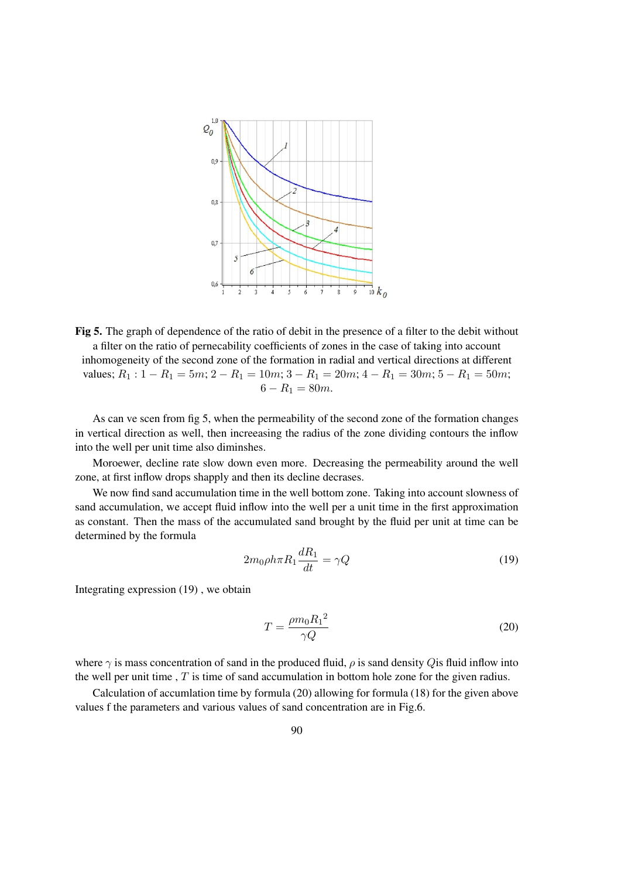**Fig 5.** The graph of dependence of the ratio of debit in the presence of a filter to the debit without a filter on the ratio of pernecability coefficients of zones in the case of taking into account inhomogeneity of the second zone of the formation in radial and vertical directions at different values; $R_1 : 1 - R_1 = 5m; 2 - R_1 = 10m; 3 - R_1 = 20m; 4 - R_1 = 30m; 5 - R_1 = 50m;$ $6 - R_1 = 80m.$

As can ve scen from fig 5, when the permeability of the second zone of the formation changes in vertical direction as well, then increeasing the radius of the zone dividing contours the inflow into the well per unit time also diminshes.

Moroewer, decline rate slow down even more. Decreasing the permeability around the well zone, at first inflow drops shapply and then its decline decrases.

We now find sand accumulation time in the well bottom zone. Taking into account slowness of sand accumulation, we accept fluid inflow into the well per a unit time in the first approximation as constant. Then the mass of the accumulated sand brought by the fluid per unit at time can be determined by the formula

$$2m_0\rho h\pi R_1\frac{dR_1}{dt} = \gamma Q \tag{19}$$

Integrating expression (19) , we obtain

$$T = \frac{\rho m_0 {R_1}^2}{\gamma Q} \tag{20}$$

where $\gamma$ is mass concentration of sand in the produced fluid, $\rho$ is sand density $Q$is fluid inflow into the well per unit time , $T$ is time of sand accumulation in bottom hole zone for the given radius.

Calculation of accumlation time by formula (20) allowing for formula (18) for the given above values f the parameters and various values of sand concentration are in Fig.6.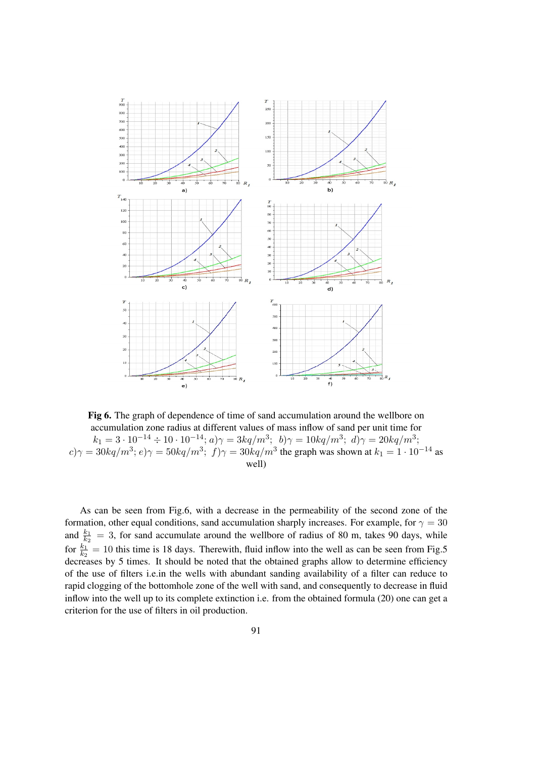**Fig 6.** The graph of dependence of time of sand accumulation around the wellbore on accumulation zone radius at different values of mass inflow of sand per unit time for $k_1 = 3 \cdot 10^{-14} \div 10 \cdot 10^{-14}$; $a) \gamma = 3kq/m^3$; $b) \gamma = 10kq/m^3$; $d) \gamma = 20kq/m^3$; $c) \gamma = 30kq/m^3$; $e) \gamma = 50kq/m^3$; $f) \gamma = 30kq/m^3$ the graph was shown at $k_1 = 1 \cdot 10^{-14}$ as well)

As can be seen from Fig.6, with a decrease in the permeability of the second zone of the formation, other equal conditions, sand accumulation sharply increases. For example, for $\gamma = 30$ and $\frac{k_1}{k_2} = 3$, for sand accumulate around the wellbore of radius of 80 m, takes 90 days, while for $\frac{k_1}{k_2} = 10$ this time is 18 days. Therewith, fluid inflow into the well as can be seen from Fig.5 decreases by 5 times. It should be noted that the obtained graphs allow to determine efficiency of the use of filters i.e.in the wells with abundant sanding availability of a filter can reduce to rapid clogging of the bottomhole zone of the well with sand, and consequently to decrease in fluid inflow into the well up to its complete extinction i.e. from the obtained formula (20) one can get a criterion for the use of filters in oil production.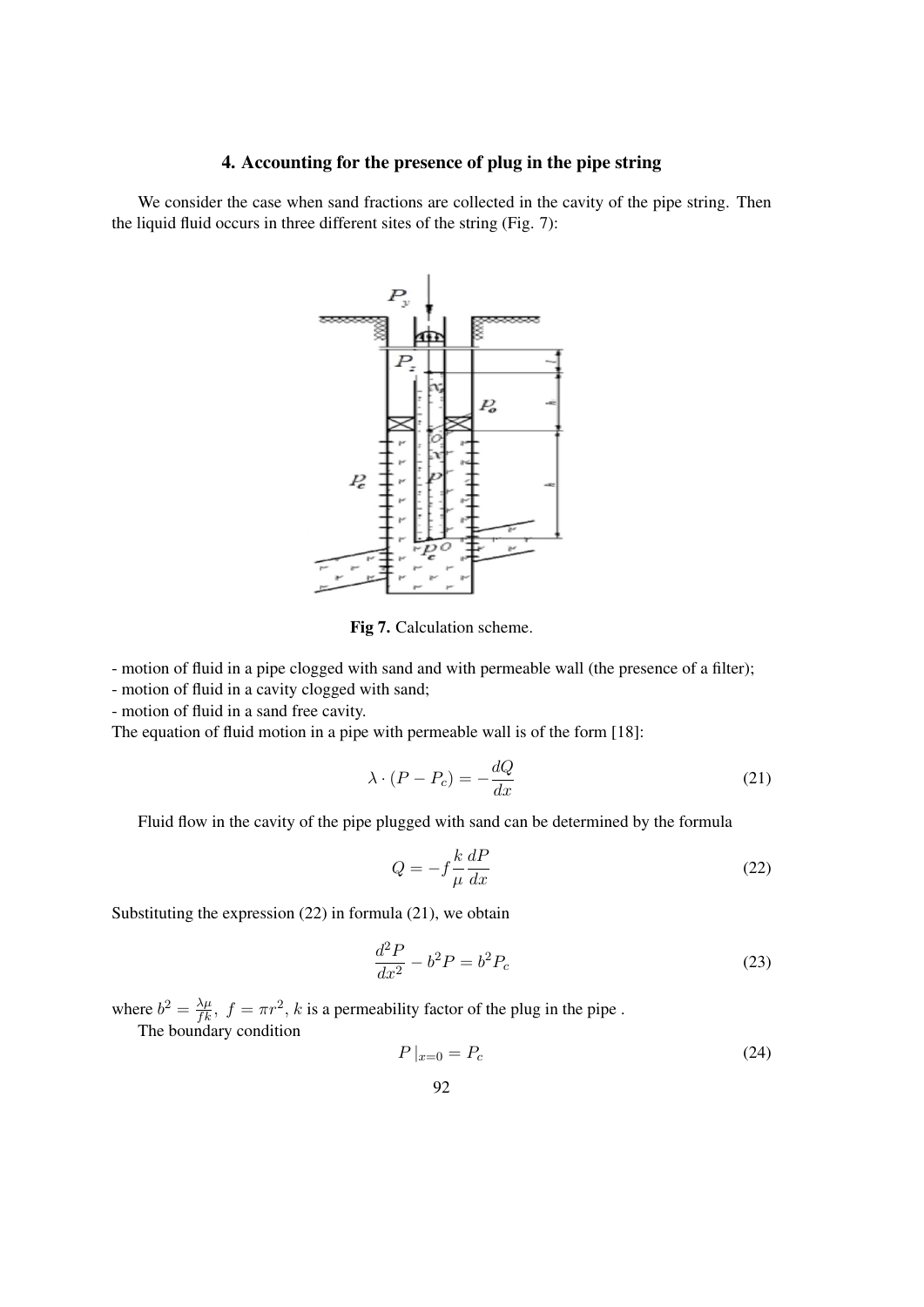## 4. Accounting for the presence of plug in the pipe string

We consider the case when sand fractions are collected in the cavity of the pipe string. Then the liquid fluid occurs in three different sites of the string (Fig. 7):

**Fig 7.** Calculation scheme.

- motion of fluid in a pipe clogged with sand and with permeable wall (the presence of a filter);
- motion of fluid in a cavity clogged with sand;
- motion of fluid in a sand free cavity.

The equation of fluid motion in a pipe with permeable wall is of the form [18]:

$$\lambda \cdot (P - P_c) = -\frac{dQ}{dx} \tag{21}$$

Fluid flow in the cavity of the pipe plugged with sand can be determined by the formula

$$Q = -f\frac{k}{\mu}\frac{dP}{dx} \tag{22}$$

Substituting the expression (22) in formula (21), we obtain

$$\frac{d^2P}{dx^2} - b^2P = b^2P_c \tag{23}$$

where $b^2 = \frac{\lambda\mu}{fk}$, $f = \pi r^2$, $k$ is a permeability factor of the plug in the pipe .

The boundary condition

$$P\,|_{x=0} = P_c \tag{24}$$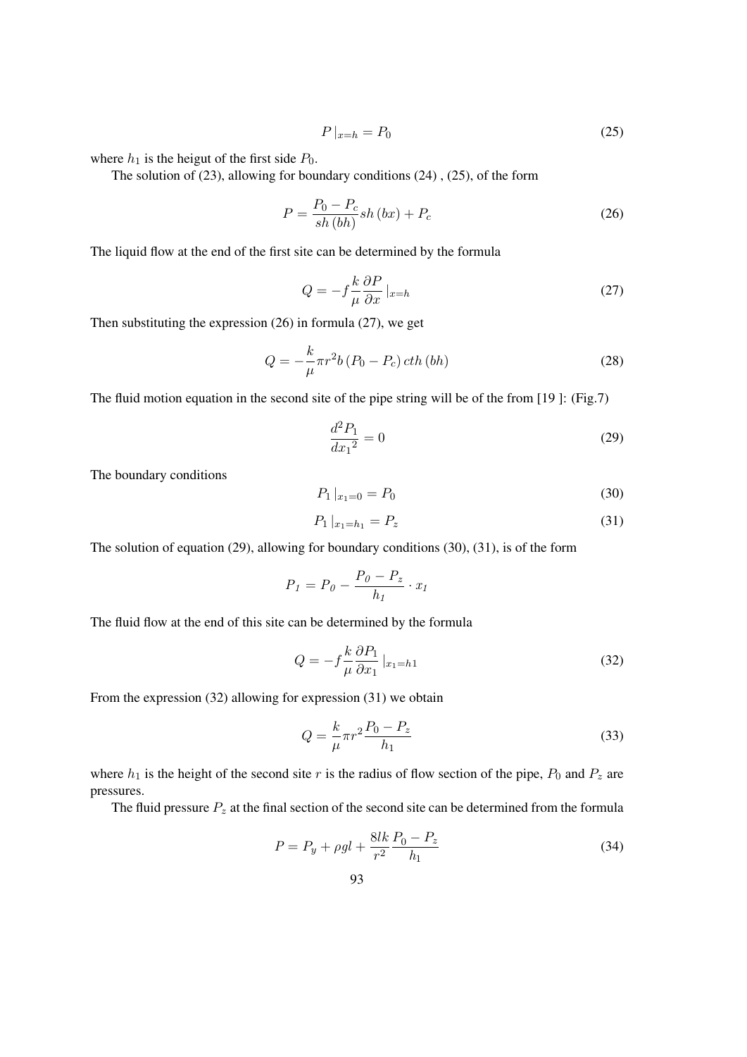$$P\,|_{x=h} = P_0 \tag{25}$$

where $h_1$ is the heigut of the first side $P_0$.

The solution of (23), allowing for boundary conditions (24) , (25), of the form

$$P = \frac{P_0 - P_c}{sh\,(bh)} sh\,(bx) + P_c \tag{26}$$

The liquid flow at the end of the first site can be determined by the formula

$$Q = -f \frac{k}{\mu} \frac{\partial P}{\partial x}\,|_{x=h} \tag{27}$$

Then substituting the expression (26) in formula (27), we get

$$Q = -\frac{k}{\mu} \pi r^2 b\,(P_0 - P_c)\,cth\,(bh) \tag{28}$$

The fluid motion equation in the second site of the pipe string will be of the from [19 ]: (Fig.7)

$$\frac{d^2 P_1}{d{x_1}^2} = 0 \tag{29}$$

The boundary conditions

$$P_1\,|_{x_1=0} = P_0 \tag{30}$$

$$P_1\,|_{x_1=h_1} = P_z \tag{31}$$

The solution of equation (29), allowing for boundary conditions (30), (31), is of the form

$$P_1 = P_0 - \frac{P_0 - P_z}{h_1} \cdot x_1$$

The fluid flow at the end of this site can be determined by the formula

$$Q = -f \frac{k}{\mu} \frac{\partial P_1}{\partial x_1}\,|_{x_1=h1} \tag{32}$$

From the expression (32) allowing for expression (31) we obtain

$$Q = \frac{k}{\mu} \pi r^2 \frac{P_0 - P_z}{h_1} \tag{33}$$

where $h_1$ is the height of the second site $r$ is the radius of flow section of the pipe, $P_0$ and $P_z$ are pressures.

The fluid pressure $P_z$ at the final section of the second site can be determined from the formula

$$P = P_y + \rho g l + \frac{8lk}{r^2} \frac{P_0 - P_z}{h_1} \tag{34}$$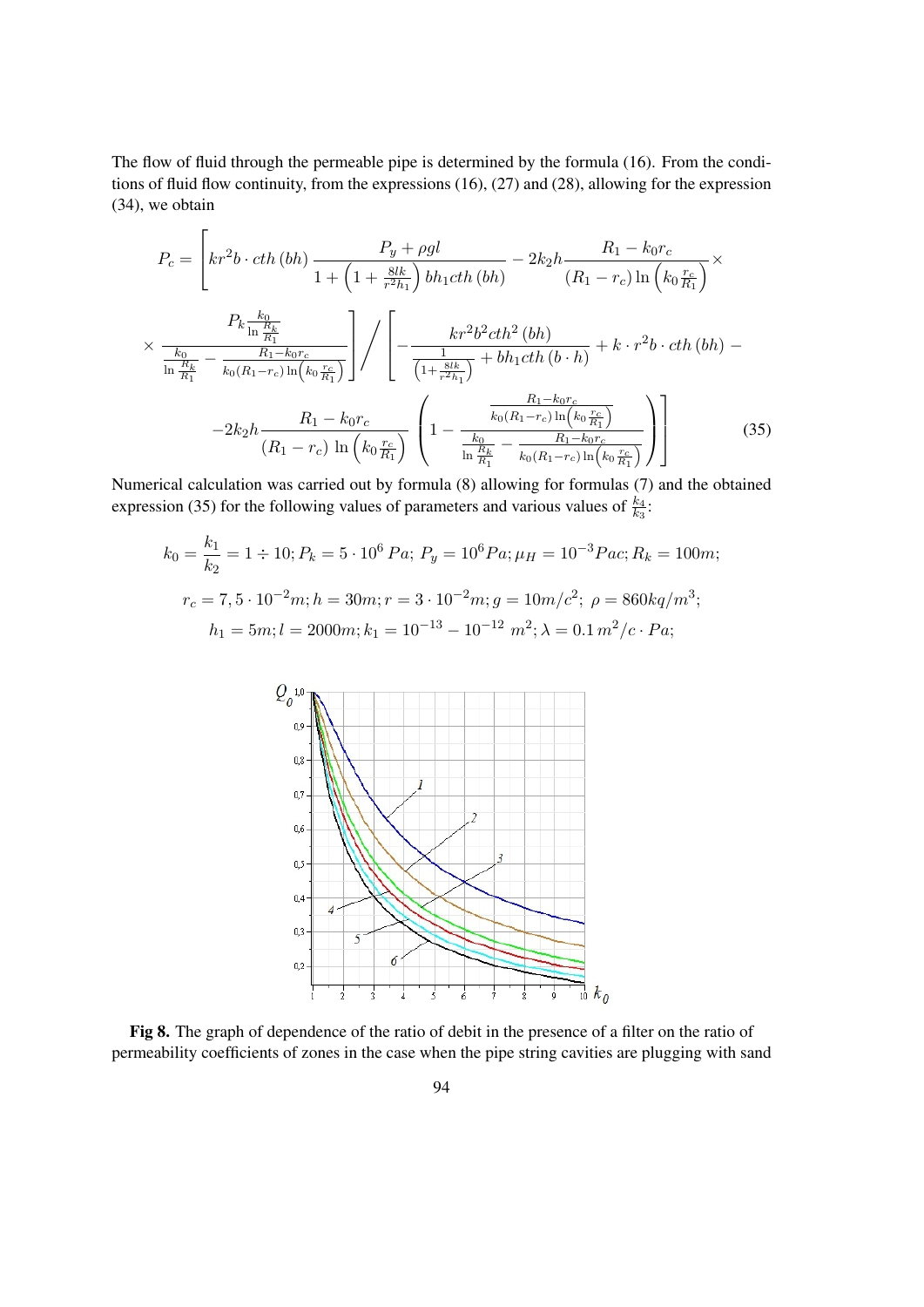The flow of fluid through the permeable pipe is determined by the formula (16). From the conditions of fluid flow continuity, from the expressions (16), (27) and (28), allowing for the expression (34), we obtain

$$
P_c = \left[ kr^2 b \cdot cth\,(bh) \frac{P_y + \rho g l}{1 + \left(1 + \frac{8lk}{r^2 h_1}\right) b h_1 cth\,(bh)} - 2k_2 h \frac{R_1 - k_0 r_c}{(R_1 - r_c)\ln\left(k_0 \frac{r_c}{R_1}\right)} \times \right.
$$

$$
\left. \times \frac{P_k \frac{k_0}{\ln \frac{R_k}{R_1}}}{\frac{k_0}{\ln \frac{R_k}{R_1}} - \frac{R_1 - k_0 r_c}{k_0 (R_1 - r_c)\ln\left(k_0 \frac{r_c}{R_1}\right)}} \right] \Bigg/ \left[ -\frac{kr^2 b^2 cth^2\,(bh)}{\frac{1}{\left(1 + \frac{8lk}{r^2 h_1}\right)} + b h_1 cth\,(b \cdot h)} + k \cdot r^2 b \cdot cth\,(bh) - \right.
$$

$$
\left. -2k_2 h \frac{R_1 - k_0 r_c}{(R_1 - r_c)\,\ln\left(k_0 \frac{r_c}{R_1}\right)} \left( 1 - \frac{\frac{R_1 - k_0 r_c}{k_0 (R_1 - r_c)\ln\left(k_0 \frac{r_c}{R_1}\right)}}{\frac{k_0}{\ln \frac{R_k}{R_1}} - \frac{R_1 - k_0 r_c}{k_0 (R_1 - r_c)\ln\left(k_0 \frac{r_c}{R_1}\right)}} \right) \right] \tag{35}
$$

Numerical calculation was carried out by formula (8) allowing for formulas (7) and the obtained expression (35) for the following values of parameters and various values of $\frac{k_4}{k_3}$:

$$
k_0 = \frac{k_1}{k_2} = 1 \div 10; P_k = 5 \cdot 10^6\, Pa;\ P_y = 10^6 Pa; \mu_H = 10^{-3} Pac; R_k = 100m;
$$

$$
r_c = 7,5 \cdot 10^{-2} m; h = 30m; r = 3 \cdot 10^{-2} m; g = 10m/c^2;\ \rho = 860kq/m^3;
$$

$$
h_1 = 5m; l = 2000m; k_1 = 10^{-13} - 10^{-12}\ m^2; \lambda = 0.1\, m^2/c \cdot Pa;
$$

**Fig 8.** The graph of dependence of the ratio of debit in the presence of a filter on the ratio of permeability coefficients of zones in the case when the pipe string cavities are plugging with sand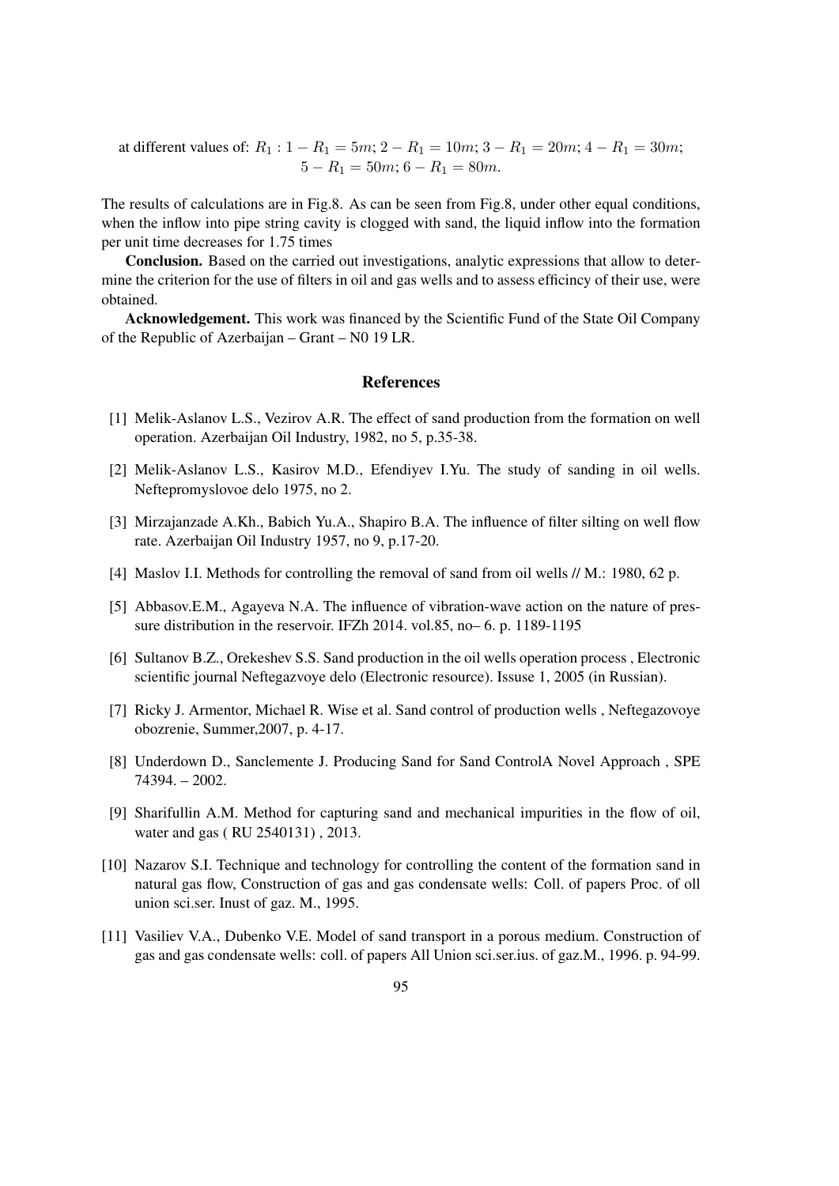at different values of: $R_1 : 1 - R_1 = 5m; 2 - R_1 = 10m; 3 - R_1 = 20m; 4 - R_1 = 30m;$
$5 - R_1 = 50m; 6 - R_1 = 80m.$

The results of calculations are in Fig.8. As can be seen from Fig.8, under other equal conditions, when the inflow into pipe string cavity is clogged with sand, the liquid inflow into the formation per unit time decreases for 1.75 times

**Conclusion.** Based on the carried out investigations, analytic expressions that allow to determine the criterion for the use of filters in oil and gas wells and to assess efficincy of their use, were obtained.

**Acknowledgement.** This work was financed by the Scientific Fund of the State Oil Company of the Republic of Azerbaijan – Grant – N0 19 LR.

## References

[1] Melik-Aslanov L.S., Vezirov A.R. The effect of sand production from the formation on well operation. Azerbaijan Oil Industry, 1982, no 5, p.35-38.

[2] Melik-Aslanov L.S., Kasirov M.D., Efendiyev I.Yu. The study of sanding in oil wells. Neftepromyslovoe delo 1975, no 2.

[3] Mirzajanzade A.Kh., Babich Yu.A., Shapiro B.A. The influence of filter silting on well flow rate. Azerbaijan Oil Industry 1957, no 9, p.17-20.

[4] Maslov I.I. Methods for controlling the removal of sand from oil wells // M.: 1980, 62 p.

[5] Abbasov.E.M., Agayeva N.A. The influence of vibration-wave action on the nature of pressure distribution in the reservoir. IFZh 2014. vol.85, no– 6. p. 1189-1195

[6] Sultanov B.Z., Orekeshev S.S. Sand production in the oil wells operation process , Electronic scientific journal Neftegazvoye delo (Electronic resource). Issuse 1, 2005 (in Russian).

[7] Ricky J. Armentor, Michael R. Wise et al. Sand control of production wells , Neftegazovoye obozrenie, Summer,2007, p. 4-17.

[8] Underdown D., Sanclemente J. Producing Sand for Sand ControlA Novel Approach , SPE 74394. – 2002.

[9] Sharifullin A.M. Method for capturing sand and mechanical impurities in the flow of oil, water and gas ( RU 2540131) , 2013.

[10] Nazarov S.I. Technique and technology for controlling the content of the formation sand in natural gas flow, Construction of gas and gas condensate wells: Coll. of papers Proc. of oll union sci.ser. Inust of gaz. M., 1995.

[11] Vasiliev V.A., Dubenko V.E. Model of sand transport in a porous medium. Construction of gas and gas condensate wells: coll. of papers All Union sci.ser.ius. of gaz.M., 1996. p. 94-99.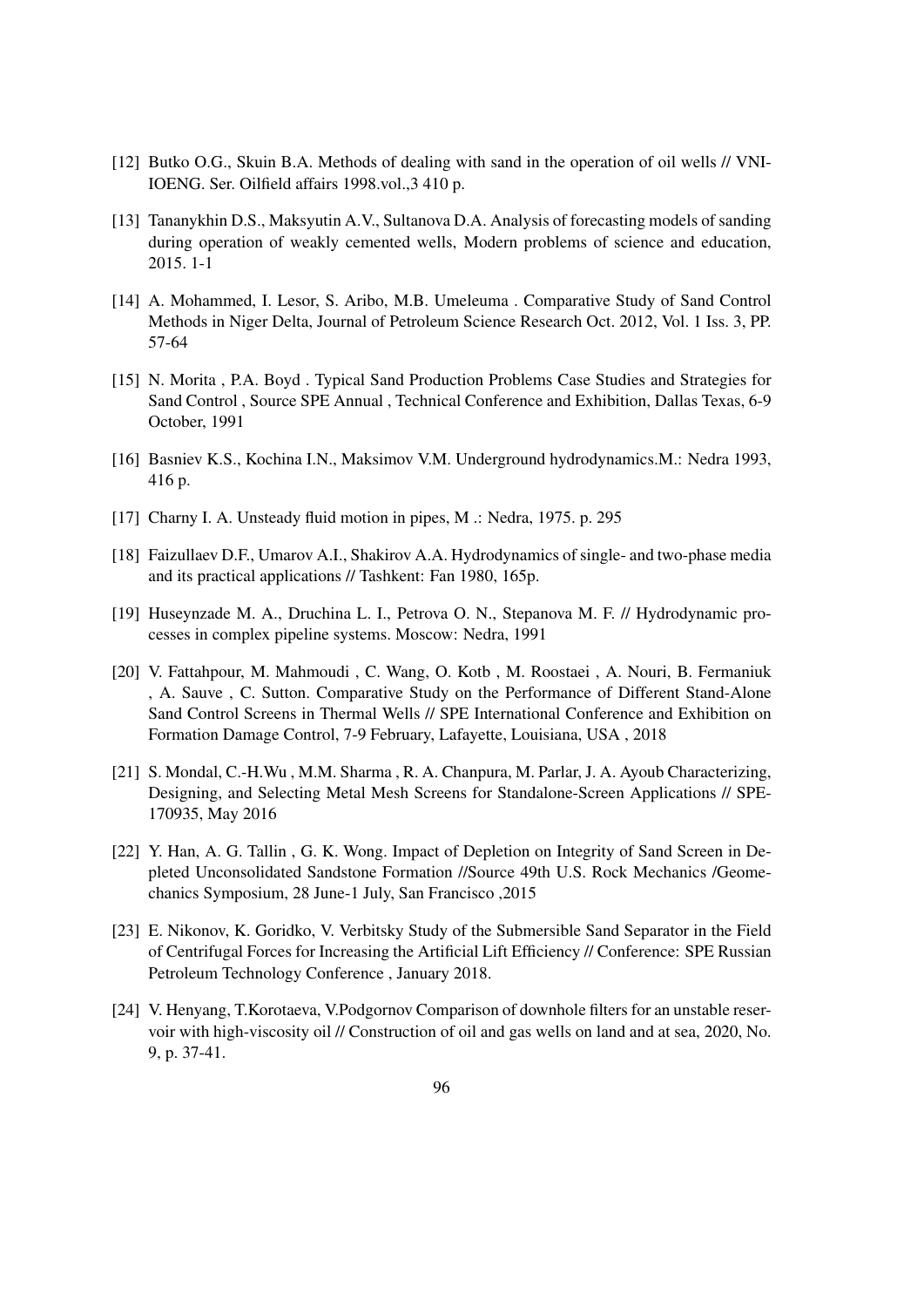[12] Butko O.G., Skuin B.A. Methods of dealing with sand in the operation of oil wells // VNI-IOENG. Ser. Oilfield affairs 1998.vol.,3 410 p.

[13] Tananykhin D.S., Maksyutin A.V., Sultanova D.A. Analysis of forecasting models of sanding during operation of weakly cemented wells, Modern problems of science and education, 2015. 1-1

[14] A. Mohammed, I. Lesor, S. Aribo, M.B. Umeleuma . Comparative Study of Sand Control Methods in Niger Delta, Journal of Petroleum Science Research Oct. 2012, Vol. 1 Iss. 3, PP. 57-64

[15] N. Morita , P.A. Boyd . Typical Sand Production Problems Case Studies and Strategies for Sand Control , Source SPE Annual , Technical Conference and Exhibition, Dallas Texas, 6-9 October, 1991

[16] Basniev K.S., Kochina I.N., Maksimov V.M. Underground hydrodynamics.M.: Nedra 1993, 416 p.

[17] Charny I. A. Unsteady fluid motion in pipes, M .: Nedra, 1975. p. 295

[18] Faizullaev D.F., Umarov A.I., Shakirov A.A. Hydrodynamics of single- and two-phase media and its practical applications // Tashkent: Fan 1980, 165p.

[19] Huseynzade M. A., Druchina L. I., Petrova O. N., Stepanova M. F. // Hydrodynamic processes in complex pipeline systems. Moscow: Nedra, 1991

[20] V. Fattahpour, M. Mahmoudi , C. Wang, O. Kotb , M. Roostaei , A. Nouri, B. Fermaniuk , A. Sauve , C. Sutton. Comparative Study on the Performance of Different Stand-Alone Sand Control Screens in Thermal Wells // SPE International Conference and Exhibition on Formation Damage Control, 7-9 February, Lafayette, Louisiana, USA , 2018

[21] S. Mondal, C.-H.Wu , M.M. Sharma , R. A. Chanpura, M. Parlar, J. A. Ayoub Characterizing, Designing, and Selecting Metal Mesh Screens for Standalone-Screen Applications // SPE-170935, May 2016

[22] Y. Han, A. G. Tallin , G. K. Wong. Impact of Depletion on Integrity of Sand Screen in Depleted Unconsolidated Sandstone Formation //Source 49th U.S. Rock Mechanics /Geomechanics Symposium, 28 June-1 July, San Francisco ,2015

[23] E. Nikonov, K. Goridko, V. Verbitsky Study of the Submersible Sand Separator in the Field of Centrifugal Forces for Increasing the Artificial Lift Efficiency // Conference: SPE Russian Petroleum Technology Conference , January 2018.

[24] V. Henyang, T.Korotaeva, V.Podgornov Comparison of downhole filters for an unstable reservoir with high-viscosity oil // Construction of oil and gas wells on land and at sea, 2020, No. 9, p. 37-41.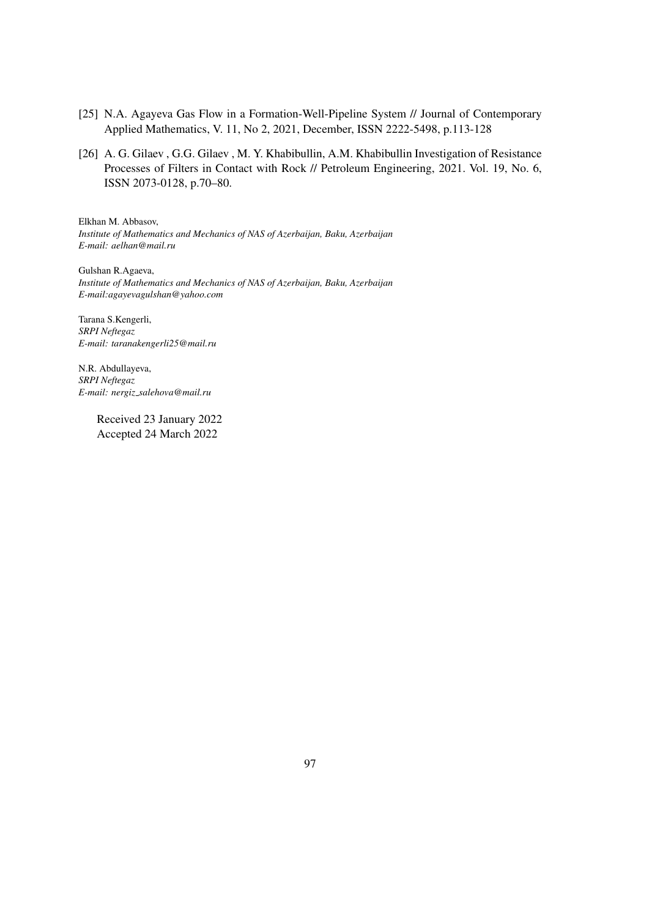[25] N.A. Agayeva Gas Flow in a Formation-Well-Pipeline System // Journal of Contemporary Applied Mathematics, V. 11, No 2, 2021, December, ISSN 2222-5498, p.113-128

[26] A. G. Gilaev , G.G. Gilaev , M. Y. Khabibullin, A.M. Khabibullin Investigation of Resistance Processes of Filters in Contact with Rock // Petroleum Engineering, 2021. Vol. 19, No. 6, ISSN 2073-0128, p.70–80.

Elkhan M. Abbasov,
*Institute of Mathematics and Mechanics of NAS of Azerbaijan, Baku, Azerbaijan*
*E-mail: aelhan@mail.ru*

Gulshan R.Agaeva,
*Institute of Mathematics and Mechanics of NAS of Azerbaijan, Baku, Azerbaijan*
*E-mail:agayevagulshan@yahoo.com*

Tarana S.Kengerli,
*SRPI Neftegaz*
*E-mail: taranakengerli25@mail.ru*

N.R. Abdullayeva,
*SRPI Neftegaz*
*E-mail: nergiz_salehova@mail.ru*

Received 23 January 2022
Accepted 24 March 2022